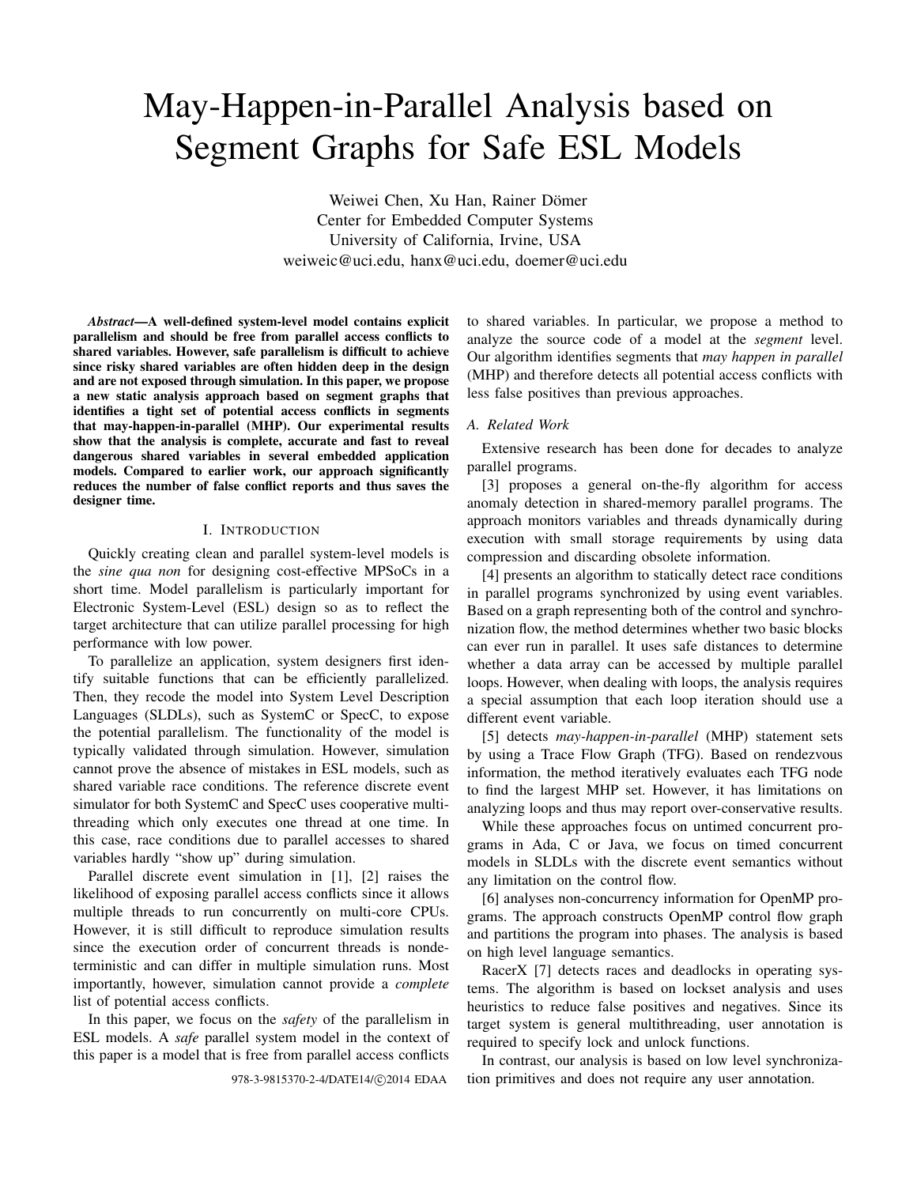# May-Happen-in-Parallel Analysis based on Segment Graphs for Safe ESL Models

Weiwei Chen, Xu Han, Rainer Dömer
Center for Embedded Computer Systems
University of California, Irvine, USA
weiweic@uci.edu, hanx@uci.edu, doemer@uci.edu

***Abstract*—A well-defined system-level model contains explicit parallelism and should be free from parallel access conflicts to shared variables. However, safe parallelism is difficult to achieve since risky shared variables are often hidden deep in the design and are not exposed through simulation. In this paper, we propose a new static analysis approach based on segment graphs that identifies a tight set of potential access conflicts in segments that may-happen-in-parallel (MHP). Our experimental results show that the analysis is complete, accurate and fast to reveal dangerous shared variables in several embedded application models. Compared to earlier work, our approach significantly reduces the number of false conflict reports and thus saves the designer time.**

## I. Introduction

Quickly creating clean and parallel system-level models is the *sine qua non* for designing cost-effective MPSoCs in a short time. Model parallelism is particularly important for Electronic System-Level (ESL) design so as to reflect the target architecture that can utilize parallel processing for high performance with low power.

To parallelize an application, system designers first identify suitable functions that can be efficiently parallelized. Then, they recode the model into System Level Description Languages (SLDLs), such as SystemC or SpecC, to expose the potential parallelism. The functionality of the model is typically validated through simulation. However, simulation cannot prove the absence of mistakes in ESL models, such as shared variable race conditions. The reference discrete event simulator for both SystemC and SpecC uses cooperative multi-threading which only executes one thread at one time. In this case, race conditions due to parallel accesses to shared variables hardly "show up" during simulation.

Parallel discrete event simulation in [1], [2] raises the likelihood of exposing parallel access conflicts since it allows multiple threads to run concurrently on multi-core CPUs. However, it is still difficult to reproduce simulation results since the execution order of concurrent threads is nondeterministic and can differ in multiple simulation runs. Most importantly, however, simulation cannot provide a *complete* list of potential access conflicts.

In this paper, we focus on the *safety* of the parallelism in ESL models. A *safe* parallel system model in the context of this paper is a model that is free from parallel access conflicts to shared variables. In particular, we propose a method to analyze the source code of a model at the *segment* level. Our algorithm identifies segments that *may happen in parallel* (MHP) and therefore detects all potential access conflicts with less false positives than previous approaches.

### A. Related Work

Extensive research has been done for decades to analyze parallel programs.

[3] proposes a general on-the-fly algorithm for access anomaly detection in shared-memory parallel programs. The approach monitors variables and threads dynamically during execution with small storage requirements by using data compression and discarding obsolete information.

[4] presents an algorithm to statically detect race conditions in parallel programs synchronized by using event variables. Based on a graph representing both of the control and synchronization flow, the method determines whether two basic blocks can ever run in parallel. It uses safe distances to determine whether a data array can be accessed by multiple parallel loops. However, when dealing with loops, the analysis requires a special assumption that each loop iteration should use a different event variable.

[5] detects *may-happen-in-parallel* (MHP) statement sets by using a Trace Flow Graph (TFG). Based on rendezvous information, the method iteratively evaluates each TFG node to find the largest MHP set. However, it has limitations on analyzing loops and thus may report over-conservative results.

While these approaches focus on untimed concurrent programs in Ada, C or Java, we focus on timed concurrent models in SLDLs with the discrete event semantics without any limitation on the control flow.

[6] analyses non-concurrency information for OpenMP programs. The approach constructs OpenMP control flow graph and partitions the program into phases. The analysis is based on high level language semantics.

RacerX [7] detects races and deadlocks in operating systems. The algorithm is based on lockset analysis and uses heuristics to reduce false positives and negatives. Since its target system is general multithreading, user annotation is required to specify lock and unlock functions.

In contrast, our analysis is based on low level synchronization primitives and does not require any user annotation.

978-3-9815370-2-4/DATE14/©2014 EDAA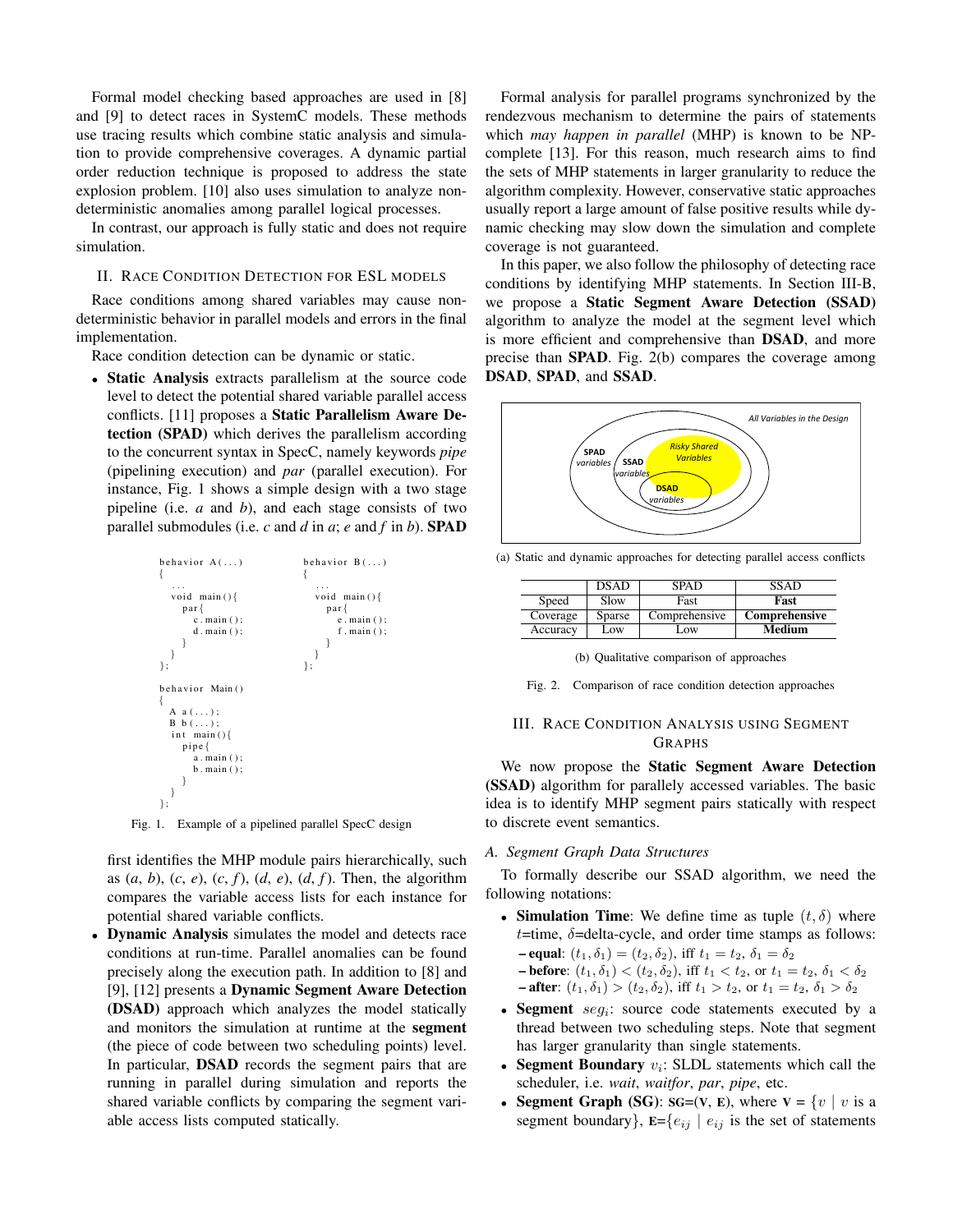Formal model checking based approaches are used in [8] and [9] to detect races in SystemC models. These methods use tracing results which combine static analysis and simulation to provide comprehensive coverages. A dynamic partial order reduction technique is proposed to address the state explosion problem. [10] also uses simulation to analyze nondeterministic anomalies among parallel logical processes.

In contrast, our approach is fully static and does not require simulation.

## II. Race Condition Detection for ESL Models

Race conditions among shared variables may cause nondeterministic behavior in parallel models and errors in the final implementation.

Race condition detection can be dynamic or static.

- **Static Analysis** extracts parallelism at the source code level to detect the potential shared variable parallel access conflicts. [11] proposes a **Static Parallelism Aware Detection (SPAD)** which derives the parallelism according to the concurrent syntax in SpecC, namely keywords *pipe* (pipelining execution) and *par* (parallel execution). For instance, Fig. 1 shows a simple design with a two stage pipeline (i.e. *a* and *b*), and each stage consists of two parallel submodules (i.e. *c* and *d* in *a*; *e* and *f* in *b*). **SPAD** first identifies the MHP module pairs hierarchically, such as (*a*, *b*), (*c*, *e*), (*c*, *f*), (*d*, *e*), (*d*, *f*). Then, the algorithm compares the variable access lists for each instance for potential shared variable conflicts.

```
behavior A(...)
{
  ...
  void main(){
    par{
      c.main();
      d.main();
    }
  }
};

behavior B(...)
{
  ...
  void main(){
    par{
      e.main();
      f.main();
    }
  }
};

behavior Main()
{
  A a(...);
  B b(...);
  int main(){
    pipe{
      a.main();
      b.main();
    }
  }
};
```

Fig. 1. Example of a pipelined parallel SpecC design

- **Dynamic Analysis** simulates the model and detects race conditions at run-time. Parallel anomalies can be found precisely along the execution path. In addition to [8] and [9], [12] presents a **Dynamic Segment Aware Detection (DSAD)** approach which analyzes the model statically and monitors the simulation at runtime at the **segment** (the piece of code between two scheduling points) level. In particular, **DSAD** records the segment pairs that are running in parallel during simulation and reports the shared variable conflicts by comparing the segment variable access lists computed statically.

Formal analysis for parallel programs synchronized by the rendezvous mechanism to determine the pairs of statements which *may happen in parallel* (MHP) is known to be NP-complete [13]. For this reason, much research aims to find the sets of MHP statements in larger granularity to reduce the algorithm complexity. However, conservative static approaches usually report a large amount of false positive results while dynamic checking may slow down the simulation and complete coverage is not guaranteed.

In this paper, we also follow the philosophy of detecting race conditions by identifying MHP statements. In Section III-B, we propose a **Static Segment Aware Detection (SSAD)** algorithm to analyze the model at the segment level which is more efficient and comprehensive than **DSAD**, and more precise than **SPAD**. Fig. 2(b) compares the coverage among **DSAD**, **SPAD**, and **SSAD**.

(a) Static and dynamic approaches for detecting parallel access conflicts

| | DSAD | SPAD | SSAD |
|---|---|---|---|
| Speed | Slow | Fast | **Fast** |
| Coverage | Sparse | Comprehensive | **Comprehensive** |
| Accuracy | Low | Low | **Medium** |

(b) Qualitative comparison of approaches

Fig. 2. Comparison of race condition detection approaches

## III. Race Condition Analysis using Segment Graphs

We now propose the **Static Segment Aware Detection (SSAD)** algorithm for parallely accessed variables. The basic idea is to identify MHP segment pairs statically with respect to discrete event semantics.

### A. Segment Graph Data Structures

To formally describe our SSAD algorithm, we need the following notations:

- **Simulation Time**: We define time as tuple $(t, \delta)$ where $t$=time, $\delta$=delta-cycle, and order time stamps as follows:
  – **equal**: $(t_1, \delta_1) = (t_2, \delta_2)$, iff $t_1 = t_2$, $\delta_1 = \delta_2$
  – **before**: $(t_1, \delta_1) < (t_2, \delta_2)$, iff $t_1 < t_2$, or $t_1 = t_2$, $\delta_1 < \delta_2$
  – **after**: $(t_1, \delta_1) > (t_2, \delta_2)$, iff $t_1 > t_2$, or $t_1 = t_2$, $\delta_1 > \delta_2$
- **Segment** $seg_i$: source code statements executed by a thread between two scheduling steps. Note that segment has larger granularity than single statements.
- **Segment Boundary** $v_i$: SLDL statements which call the scheduler, i.e. *wait*, *waitfor*, *par*, *pipe*, etc.
- **Segment Graph (SG)**: **SG=(V, E)**, where **V** = $\{v \mid v$ is a segment boundary$\}$, **E**=$\{e_{ij} \mid e_{ij}$ is the set of statements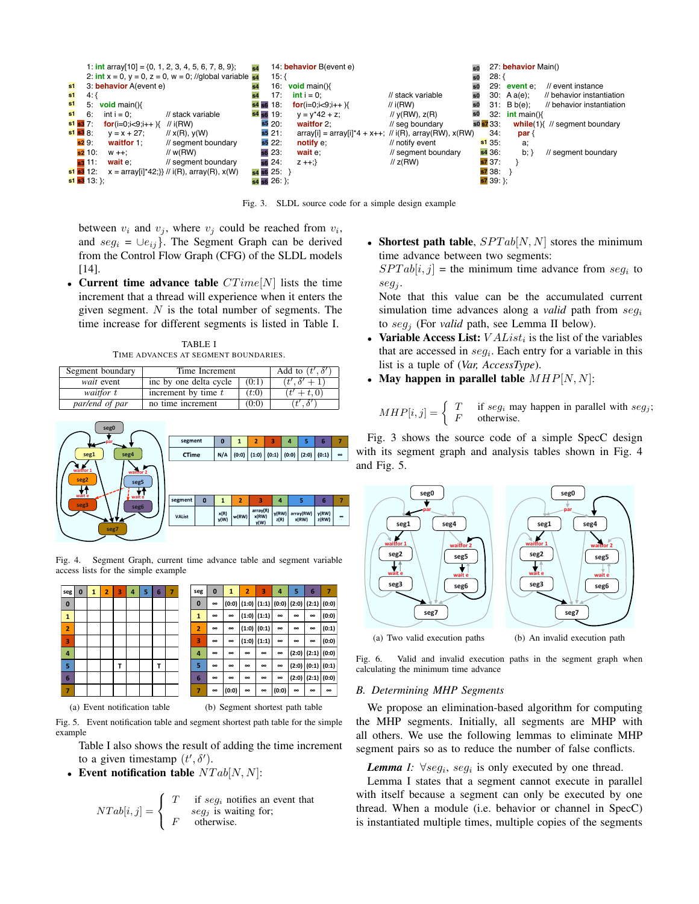```
s1       1: int array[10] = {0, 1, 2, 3, 4, 5, 6, 7, 8, 9};
         2: int x = 0, y = 0, z = 0, w = 0; //global variable
s1       3: behavior A(event e)
s1       4: {
s1       5:   void main(){
s1       6:     int i = 0;              // stack variable
s1 s3    7:     for(i=0;i<9;i++ ){     // i(RW)
s1 s3    8:       y = x + 27;           // x(R), y(W)
s2       9:       waitfor 1;            // segment boundary
s2      10:       w ++;                 // w(RW)
s3      11:       wait e;               // segment boundary
s1 s3   12:       x = array[i]*42;}} // i(R), array(R), x(W)
s1 s3   13: };

s4      14: behavior B(event e)
s4      15: {
s4      16:   void main(){
s4      17:     int i = 0;                    // stack variable
s4 s6   18:     for(i=0;i<9;i++ ){           // i(RW)
s4 s6   19:       y = y*42 + z;               // y(RW), z(R)
s5      20:       waitfor 2;                  // seg boundary
s5      21:       array[i] = array[i]*4 + x++; // i(R), array(RW), x(RW)
s5      22:       notify e;                   // notify event
s6      23:       wait e;                     // segment boundary
s6      24:       z ++;}                      // z(RW)
s4 s6   25:   }
s4 s6   26: };

s0      27: behavior Main()
s0      28: {
s0      29:   event e;        // event instance
s0      30:   A a(e);         // behavior instantiation
s0      31:   B b(e);         // behavior instantiation
s0      32:   int main(){
s0 s7   33:     while(1){ // segment boundary
        34:       par {
s1      35:         a;
s4      36:         b; }      // segment boundary
s7      37:     }
s7      38:   }
s7      39: };
```

Fig. 3. SLDL source code for a simple design example

between $v_i$ and $v_j$, where $v_j$ could be reached from $v_i$, and $seg_i = \cup e_{ij}\}$. The Segment Graph can be derived from the Control Flow Graph (CFG) of the SLDL models [14].

- **Current time advance table** $CTime[N]$ lists the time increment that a thread will experience when it enters the given segment. $N$ is the total number of segments. The time increase for different segments is listed in Table I.

TABLE I
TIME ADVANCES AT SEGMENT BOUNDARIES.

| Segment boundary | Time Increment | | Add to $(t', \delta')$ |
|---|---|---|---|
| *wait* event | inc by one delta cycle | (0:1) | $(t', \delta' + 1)$ |
| *waitfor* $t$ | increment by time $t$ | ($t$:0) | $(t' + t, 0)$ |
| *par/end of par* | no time increment | (0:0) | $(t', \delta')$ |

| segment | 0 | 1 | 2 | 3 | 4 | 5 | 6 | 7 |
|---|---|---|---|---|---|---|---|---|
| CTime | N/A | (0:0) | (1:0) | (0:1) | (0:0) | (2:0) | (0:1) | ∞ |

| segment | 0 | 1 | 2 | 3 | 4 | 5 | 6 | 7 |
|---|---|---|---|---|---|---|---|---|
| VAList | | x(R) y(W) | w(RW) | array(R) x(RW) y(W) | y(RW) z(R) | array(RW) x(RW) | y(RW) z(RW) | ∞ |

Fig. 4. Segment Graph, current time advance table and segment variable access lists for the simple example

| seg | 0 | 1 | 2 | 3 | 4 | 5 | 6 | 7 |
|---|---|---|---|---|---|---|---|---|
| 0 | | | | | | | | |
| 1 | | | | | | | | |
| 2 | | | | | | | | |
| 3 | | | | | | | | |
| 4 | | | | | | | | |
| 5 | | | | T | | | T | |
| 6 | | | | | | | | |
| 7 | | | | | | | | |

(a) Event notification table

| seg | 0 | 1 | 2 | 3 | 4 | 5 | 6 | 7 |
|---|---|---|---|---|---|---|---|---|
| 0 | ∞ | (0:0) | (1:0) | (1:1) | (0:0) | (2:0) | (2:1) | (0:0) |
| 1 | ∞ | ∞ | (1:0) | (1:1) | ∞ | ∞ | ∞ | (0:0) |
| 2 | ∞ | ∞ | (1:0) | (0:1) | ∞ | ∞ | ∞ | (0:1) |
| 3 | ∞ | ∞ | (1:0) | (1:1) | ∞ | ∞ | ∞ | (0:0) |
| 4 | ∞ | ∞ | ∞ | ∞ | ∞ | (2:0) | (2:1) | (0:0) |
| 5 | ∞ | ∞ | ∞ | ∞ | ∞ | (2:0) | (0:1) | (0:1) |
| 6 | ∞ | ∞ | ∞ | ∞ | ∞ | (2:0) | (2:1) | (0:0) |
| 7 | ∞ | (0:0) | ∞ | ∞ | (0:0) | ∞ | ∞ | ∞ |

(b) Segment shortest path table

Fig. 5. Event notification table and segment shortest path table for the simple example

Table I also shows the result of adding the time increment to a given timestamp $(t', \delta')$.

- **Event notification table** $NTab[N, N]$:

$$NTab[i, j] = \begin{cases} T & \text{if } seg_i \text{ notifies an event that } seg_j \text{ is waiting for;} \\ F & \text{otherwise.} \end{cases}$$

- **Shortest path table**, $SPTab[N, N]$ stores the minimum time advance between two segments:
  $SPTab[i, j]$ = the minimum time advance from $seg_i$ to $seg_j$.
  Note that this value can be the accumulated current simulation time advances along a *valid* path from $seg_i$ to $seg_j$ (For *valid* path, see Lemma II below).
- **Variable Access List:** $VAList_i$ is the list of the variables that are accessed in $seg_i$. Each entry for a variable in this list is a tuple of (*Var, AccessType*).
- **May happen in parallel table** $MHP[N, N]$:

$$MHP[i, j] = \begin{cases} T & \text{if } seg_i \text{ may happen in parallel with } seg_j; \\ F & \text{otherwise.} \end{cases}$$

Fig. 3 shows the source code of a simple SpecC design with its segment graph and analysis tables shown in Fig. 4 and Fig. 5.

(a) Two valid execution paths  (b) An invalid execution path

Fig. 6. Valid and invalid execution paths in the segment graph when calculating the minimum time advance

### B. Determining MHP Segments

We propose an elimination-based algorithm for computing the MHP segments. Initially, all segments are MHP with all others. We use the following lemmas to eliminate MHP segment pairs so as to reduce the number of false conflicts.

*Lemma I:* $\forall seg_i$, $seg_i$ is only executed by one thread.

Lemma I states that a segment cannot execute in parallel with itself because a segment can only be executed by one thread. When a module (i.e. behavior or channel in SpecC) is instantiated multiple times, multiple copies of the segments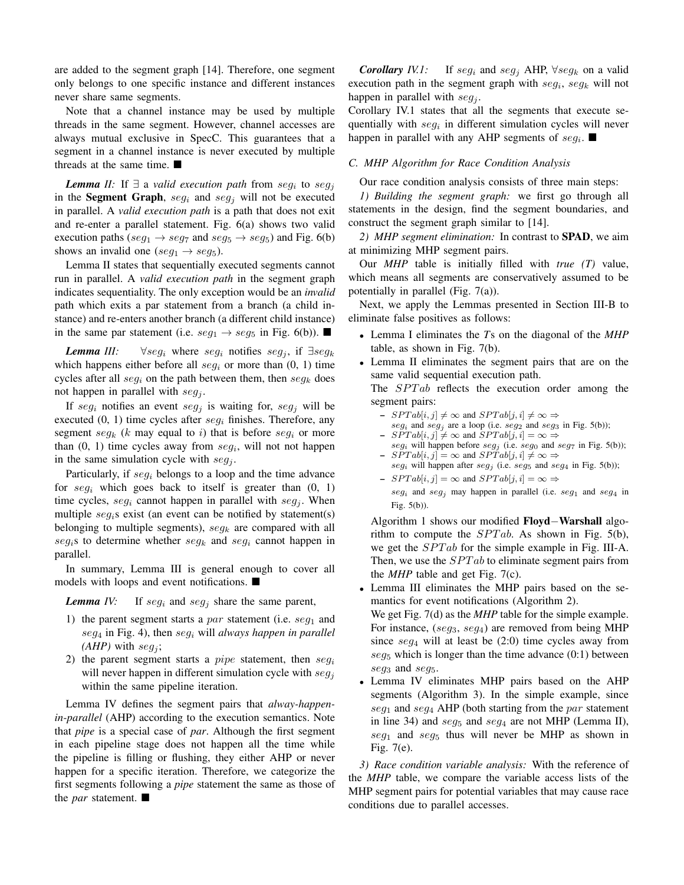are added to the segment graph [14]. Therefore, one segment only belongs to one specific instance and different instances never share same segments.

Note that a channel instance may be used by multiple threads in the same segment. However, channel accesses are always mutual exclusive in SpecC. This guarantees that a segment in a channel instance is never executed by multiple threads at the same time. ■

***Lemma II:*** If $\exists$ a *valid execution path* from $seg_i$ to $seg_j$ in the **Segment Graph**, $seg_i$ and $seg_j$ will not be executed in parallel. A *valid execution path* is a path that does not exit and re-enter a parallel statement. Fig. 6(a) shows two valid execution paths ($seg_1 \rightarrow seg_7$ and $seg_5 \rightarrow seg_5$) and Fig. 6(b) shows an invalid one ($seg_1 \rightarrow seg_5$).

Lemma II states that sequentially executed segments cannot run in parallel. A *valid execution path* in the segment graph indicates sequentiality. The only exception would be an *invalid* path which exits a par statement from a branch (a child instance) and re-enters another branch (a different child instance) in the same par statement (i.e. $seg_1 \rightarrow seg_5$ in Fig. 6(b)). ■

***Lemma III:*** $\forall seg_i$ where $seg_i$ notifies $seg_j$, if $\exists seg_k$ which happens either before all $seg_i$ or more than (0, 1) time cycles after all $seg_i$ on the path between them, then $seg_k$ does not happen in parallel with $seg_j$.

If $seg_i$ notifies an event $seg_j$ is waiting for, $seg_j$ will be executed (0, 1) time cycles after $seg_i$ finishes. Therefore, any segment $seg_k$ ($k$ may equal to $i$) that is before $seg_i$ or more than (0, 1) time cycles away from $seg_i$, will not happen in the same simulation cycle with $seg_j$.

Particularly, if $seg_i$ belongs to a loop and the time advance for $seg_i$ which goes back to itself is greater than (0, 1) time cycles, $seg_i$ cannot happen in parallel with $seg_j$. When multiple $seg_i$s exist (an event can be notified by statement(s) belonging to multiple segments), $seg_k$ are compared with all $seg_i$s to determine whether $seg_k$ and $seg_i$ cannot happen in parallel.

In summary, Lemma III is general enough to cover all models with loops and event notifications. ■

***Lemma IV:*** If $seg_i$ and $seg_j$ share the same parent,

1) the parent segment starts a *par* statement (i.e. $seg_1$ and $seg_4$ in Fig. 4), then $seg_i$ will *always happen in parallel (AHP)* with $seg_j$;
2) the parent segment starts a *pipe* statement, then $seg_i$ will never happen in different simulation cycle with $seg_j$ within the same pipeline iteration.

Lemma IV defines the segment pairs that *alway-happen-in-parallel* (AHP) according to the execution semantics. Note that *pipe* is a special case of *par*. Although the first segment in each pipeline stage does not happen all the time while the pipeline is filling or flushing, they either AHP or never happen for a specific iteration. Therefore, we categorize the first segments following a *pipe* statement the same as those of the *par* statement. ■

***Corollary IV.1:*** If $seg_i$ and $seg_j$ AHP, $\forall seg_k$ on a valid execution path in the segment graph with $seg_i$, $seg_k$ will not happen in parallel with $seg_j$.

Corollary IV.1 states that all the segments that execute sequentially with $seg_i$ in different simulation cycles will never happen in parallel with any AHP segments of $seg_i$. ■

### C. MHP Algorithm for Race Condition Analysis

Our race condition analysis consists of three main steps:

*1) Building the segment graph:* we first go through all statements in the design, find the segment boundaries, and construct the segment graph similar to [14].

*2) MHP segment elimination:* In contrast to **SPAD**, we aim at minimizing MHP segment pairs.

Our ***MHP*** table is initially filled with *true (T)* value, which means all segments are conservatively assumed to be potentially in parallel (Fig. 7(a)).

Next, we apply the Lemmas presented in Section III-B to eliminate false positives as follows:

- Lemma I eliminates the *T*s on the diagonal of the ***MHP*** table, as shown in Fig. 7(b).
- Lemma II eliminates the segment pairs that are on the same valid sequential execution path.

  The $SPTab$ reflects the execution order among the segment pairs:
  - $SPTab[i,j] \neq \infty$ and $SPTab[j,i] \neq \infty \Rightarrow$ $seg_i$ and $seg_j$ are a loop (i.e. $seg_2$ and $seg_3$ in Fig. 5(b));
  - $SPTab[i,j] \neq \infty$ and $SPTab[j,i] = \infty \Rightarrow$ $seg_i$ will happen before $seg_j$ (i.e. $seg_0$ and $seg_7$ in Fig. 5(b));
  - $SPTab[i,j] = \infty$ and $SPTab[j,i] \neq \infty \Rightarrow$ $seg_i$ will happen after $seg_j$ (i.e. $seg_5$ and $seg_4$ in Fig. 5(b));
  - $SPTab[i,j] = \infty$ and $SPTab[j,i] = \infty \Rightarrow$ $seg_i$ and $seg_j$ may happen in parallel (i.e. $seg_1$ and $seg_4$ in Fig. 5(b)).

  Algorithm 1 shows our modified **Floyd−Warshall** algorithm to compute the $SPTab$. As shown in Fig. 5(b), we get the $SPTab$ for the simple example in Fig. III-A. Then, we use the $SPTab$ to eliminate segment pairs from the ***MHP*** table and get Fig. 7(c).
- Lemma III eliminates the MHP pairs based on the semantics for event notifications (Algorithm 2).

  We get Fig. 7(d) as the ***MHP*** table for the simple example. For instance, ($seg_3$, $seg_4$) are removed from being MHP since $seg_4$ will at least be (2:0) time cycles away from $seg_5$ which is longer than the time advance (0:1) between $seg_3$ and $seg_5$.
- Lemma IV eliminates MHP pairs based on the AHP segments (Algorithm 3). In the simple example, since $seg_1$ and $seg_4$ AHP (both starting from the *par* statement in line 34) and $seg_5$ and $seg_4$ are not MHP (Lemma II), $seg_1$ and $seg_5$ thus will never be MHP as shown in Fig. 7(e).

*3) Race condition variable analysis:* With the reference of the ***MHP*** table, we compare the variable access lists of the MHP segment pairs for potential variables that may cause race conditions due to parallel accesses.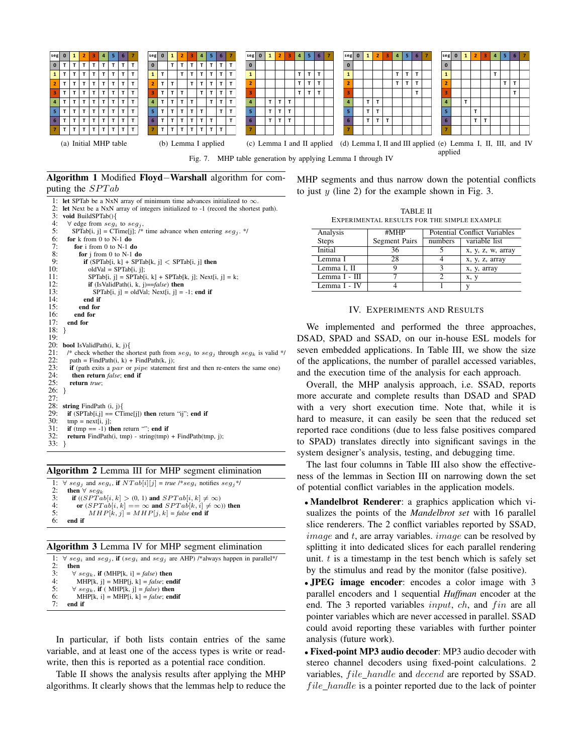| seg | 0 | 1 | 2 | 3 | 4 | 5 | 6 | 7 |
|---|---|---|---|---|---|---|---|---|
| 0 | T | T | T | T | T | T | T | T |
| 1 | T | T | T | T | T | T | T | T |
| 2 | T | T | T | T | T | T | T | T |
| 3 | T | T | T | T | T | T | T | T |
| 4 | T | T | T | T | T | T | T | T |
| 5 | T | T | T | T | T | T | T | T |
| 6 | T | T | T | T | T | T | T | T |
| 7 | T | T | T | T | T | T | T | T |

(a) Initial MHP table

| seg | 0 | 1 | 2 | 3 | 4 | 5 | 6 | 7 |
|---|---|---|---|---|---|---|---|---|
| 0 | | T | T | T | T | T | T | T |
| 1 | T | | T | T | T | T | T | T |
| 2 | T | T | | T | T | T | T | T |
| 3 | T | T | T | | T | T | T | T |
| 4 | T | T | T | T | | T | T | T |
| 5 | T | T | T | T | T | | T | T |
| 6 | T | T | T | T | T | T | | T |
| 7 | T | T | T | T | T | T | T | |

(b) Lemma I applied

| seg | 0 | 1 | 2 | 3 | 4 | 5 | 6 | 7 |
|---|---|---|---|---|---|---|---|---|
| 0 | | | | | | | | |
| 1 | | | | | T | T | T | |
| 2 | | | | | T | T | T | |
| 3 | | | | | T | T | T | |
| 4 | | T | T | T | | | | |
| 5 | | T | T | T | | | | |
| 6 | | T | T | T | | | | |
| 7 | | | | | | | | |

(c) Lemma I and II applied

| seg | 0 | 1 | 2 | 3 | 4 | 5 | 6 | 7 |
|---|---|---|---|---|---|---|---|---|
| 0 | | | | | | | | |
| 1 | | | | | T | T | T | |
| 2 | | | | | T | T | T | |
| 3 | | | | | | | T | |
| 4 | | T | T | | | | | |
| 5 | | T | T | | | | | |
| 6 | | T | T | T | | | | |
| 7 | | | | | | | | |

(d) Lemma I, II and III applied

| seg | 0 | 1 | 2 | 3 | 4 | 5 | 6 | 7 |
|---|---|---|---|---|---|---|---|---|
| 0 | | | | | | | | |
| 1 | | | | | T | | | |
| 2 | | | | | | T | T | |
| 3 | | | | | | | T | |
| 4 | | T | | | | | | |
| 5 | | | T | | | | | |
| 6 | | | T | T | | | | |
| 7 | | | | | | | | |

(e) Lemma I, II, III, and IV applied

Fig. 7. MHP table generation by applying Lemma I through IV

**Algorithm 1** Modified **Floyd−Warshall** algorithm for computing the $SPTab$

```
1:  let SPTab be a NxN array of minimum time advances initialized to ∞.
2:  let Next be a NxN array of integers initialized to -1 (record the shortest path).
3:  void BuildSPTab(){
4:    ∀ edge from seg_i to seg_j,
5:      SPTab[i, j] = CTime[j]; /* time advance when entering seg_j. */
6:    for k from 0 to N-1 do
7:      for i from 0 to N-1 do
8:        for j from 0 to N-1 do
9:          if (SPTab[i, k] + SPTab[k, j] < SPTab[i, j] then
10:           oldVal = SPTab[i, j];
11:           SPTab[i, j] = SPTab[i, k] + SPTab[k, j]; Next[i, j] = k;
12:           if (IsValidPath(i, k, j)==false) then
13:             SPTab[i, j] = oldVal; Next[i, j] = -1; end if
14:         end if
15:       end for
16:     end for
17:   end for
18: }
19:
20: bool IsValidPath(i, k, j){
21:   /* check whether the shortest path from seg_i to seg_j through seg_k is valid */
22:   path = FindPath(i, k) + FindPath(k, j);
23:   if (path exits a par or pipe statement first and then re-enters the same one)
24:     then return false; end if
25:   return true;
26: }
27:
28: string FindPath (i, j){
29:   if (SPTab[i,j] == CTime[j]) then return "ij"; end if
30:   tmp = next[i, j];
31:   if (tmp == -1) then return ""; end if
32:   return FindPath(i, tmp) - string(tmp) + FindPath(tmp, j);
33: }
```

**Algorithm 2** Lemma III for MHP segment elimination

```
1: ∀ seg_j and seg_i, if NTab[i][j] = true /*seg_i notifies seg_j*/
2:   then ∀ seg_k
3:     if ((SPTab[i, k] > (0, 1) and SPTab[i, k] ≠ ∞)
4:       or (SPTab[i, k] == ∞ and SPTab[k, i] ≠ ∞)) then
5:         MHP[k, j] = MHP[j, k] = false end if
6:   end if
```

**Algorithm 3** Lemma IV for MHP segment elimination

```
1: ∀ seg_i and seg_j, if (seg_i and seg_j are AHP) /*always happen in parallel*/
2:   then
3:     ∀ seg_k, if (MHP[k, i] = false) then
4:       MHP[k, j] = MHP[j, k] = false; endif
5:     ∀ seg_k, if ( MHP[k, j] = false) then
6:       MHP[k, i] = MHP[i, k] = false; endif
7:   end if
```

In particular, if both lists contain entries of the same variable, and at least one of the access types is write or read-write, then this is reported as a potential race condition.

Table II shows the analysis results after applying the MHP algorithms. It clearly shows that the lemmas help to reduce the MHP segments and thus narrow down the potential conflicts to just $y$ (line 2) for the example shown in Fig. 3.

TABLE II
EXPERIMENTAL RESULTS FOR THE SIMPLE EXAMPLE

| Analysis Steps | #MHP Segment Pairs | Potential Conflict Variables | |
|---|---|---|---|
| | | numbers | variable list |
| Initial | 36 | 5 | x, y, z, w, array |
| Lemma I | 28 | 4 | x, y, z, array |
| Lemma I, II | 9 | 3 | x, y, array |
| Lemma I - III | 7 | 2 | x, y |
| Lemma I - IV | 4 | 1 | y |

## IV. Experiments and Results

We implemented and performed the three approaches, DSAD, SPAD and SSAD, on our in-house ESL models for seven embedded applications. In Table III, we show the size of the applications, the number of parallel accessed variables, and the execution time of the analysis for each approach.

Overall, the MHP analysis approach, i.e. SSAD, reports more accurate and complete results than DSAD and SPAD with a very short execution time. Note that, while it is hard to measure, it can easily be seen that the reduced set reported race conditions (due to less false positives compared to SPAD) translates directly into significant savings in the system designer's analysis, testing, and debugging time.

The last four columns in Table III also show the effectiveness of the lemmas in Section III on narrowing down the set of potential conflict variables in the application models.

- **Mandelbrot Renderer**: a graphics application which visualizes the points of the *Mandelbrot set* with 16 parallel slice renderers. The 2 conflict variables reported by SSAD, $image$ and $t$, are array variables. $image$ can be resolved by splitting it into dedicated slices for each parallel rendering unit. $t$ is a timestamp in the test bench which is safely set by the stimulus and read by the monitor (false positive).
- **JPEG image encoder**: encodes a color image with 3 parallel encoders and 1 sequential *Huffman* encoder at the end. The 3 reported variables $input$, $ch$, and $fin$ are all pointer variables which are never accessed in parallel. SSAD could avoid reporting these variables with further pointer analysis (future work).
- **Fixed-point MP3 audio decoder**: MP3 audio decoder with stereo channel decoders using fixed-point calculations. 2 variables, $file\_handle$ and $decend$ are reported by SSAD. $file\_handle$ is a pointer reported due to the lack of pointer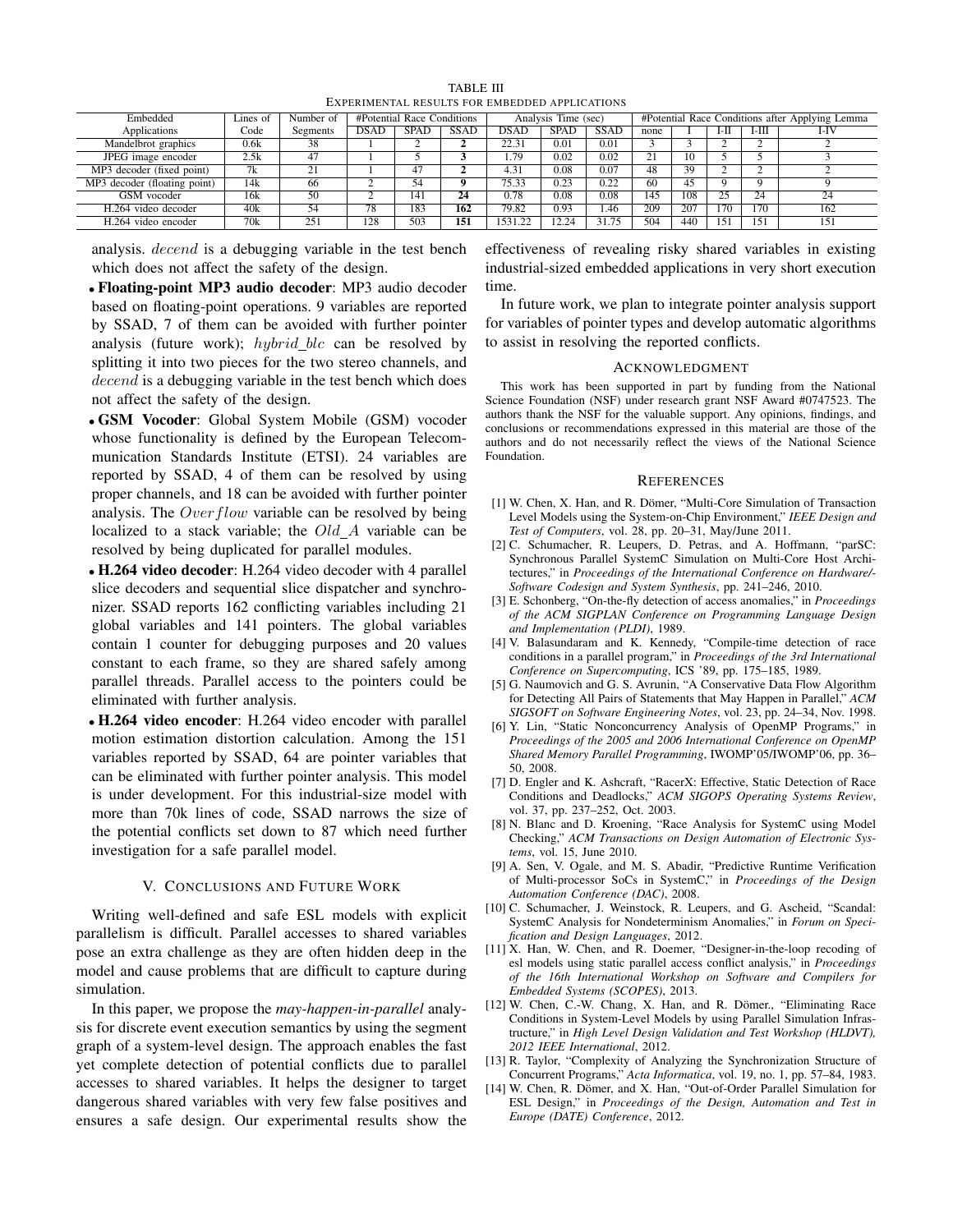TABLE III
EXPERIMENTAL RESULTS FOR EMBEDDED APPLICATIONS

| Embedded Applications | Lines of Code | Number of Segments | #Potential Race Conditions | | | Analysis Time (sec) | | | #Potential Race Conditions after Applying Lemma | | | | |
|---|---|---|---|---|---|---|---|---|---|---|---|---|---|
| | | | DSAD | SPAD | SSAD | DSAD | SPAD | SSAD | none | I | I-II | I-III | I-IV |
| Mandelbrot graphics | 0.6k | 38 | 1 | 2 | **2** | 22.31 | 0.01 | 0.01 | 3 | 3 | 2 | 2 | 2 |
| JPEG image encoder | 2.5k | 47 | 1 | 5 | **3** | 1.79 | 0.02 | 0.02 | 21 | 10 | 5 | 5 | 3 |
| MP3 decoder (fixed point) | 7k | 21 | 1 | 47 | **2** | 4.31 | 0.08 | 0.07 | 48 | 39 | 2 | 2 | 2 |
| MP3 decoder (floating point) | 14k | 66 | 2 | 54 | **9** | 75.33 | 0.23 | 0.22 | 60 | 45 | 9 | 9 | 9 |
| GSM vocoder | 16k | 50 | 2 | 141 | **24** | 0.78 | 0.08 | 0.08 | 145 | 108 | 25 | 24 | 24 |
| H.264 video decoder | 40k | 54 | 78 | 183 | **162** | 79.82 | 0.93 | 1.46 | 209 | 207 | 170 | 170 | 162 |
| H.264 video encoder | 70k | 251 | 128 | 503 | **151** | 1531.22 | 12.24 | 31.75 | 504 | 440 | 151 | 151 | 151 |

analysis. $decend$ is a debugging variable in the test bench which does not affect the safety of the design.

- **Floating-point MP3 audio decoder**: MP3 audio decoder based on floating-point operations. 9 variables are reported by SSAD, 7 of them can be avoided with further pointer analysis (future work); $hybrid\_blc$ can be resolved by splitting it into two pieces for the two stereo channels, and $decend$ is a debugging variable in the test bench which does not affect the safety of the design.
- **GSM Vocoder**: Global System Mobile (GSM) vocoder whose functionality is defined by the European Telecommunication Standards Institute (ETSI). 24 variables are reported by SSAD, 4 of them can be resolved by using proper channels, and 18 can be avoided with further pointer analysis. The $Overflow$ variable can be resolved by being localized to a stack variable; the $Old\_A$ variable can be resolved by being duplicated for parallel modules.
- **H.264 video decoder**: H.264 video decoder with 4 parallel slice decoders and sequential slice dispatcher and synchronizer. SSAD reports 162 conflicting variables including 21 global variables and 141 pointers. The global variables contain 1 counter for debugging purposes and 20 values constant to each frame, so they are shared safely among parallel threads. Parallel access to the pointers could be eliminated with further analysis.
- **H.264 video encoder**: H.264 video encoder with parallel motion estimation distortion calculation. Among the 151 variables reported by SSAD, 64 are pointer variables that can be eliminated with further pointer analysis. This model is under development. For this industrial-size model with more than 70k lines of code, SSAD narrows the size of the potential conflicts set down to 87 which need further investigation for a safe parallel model.

## V. Conclusions and Future Work

Writing well-defined and safe ESL models with explicit parallelism is difficult. Parallel accesses to shared variables pose an extra challenge as they are often hidden deep in the model and cause problems that are difficult to capture during simulation.

In this paper, we propose the *may-happen-in-parallel* analysis for discrete event execution semantics by using the segment graph of a system-level design. The approach enables the fast yet complete detection of potential conflicts due to parallel accesses to shared variables. It helps the designer to target dangerous shared variables with very few false positives and ensures a safe design. Our experimental results show the effectiveness of revealing risky shared variables in existing industrial-sized embedded applications in very short execution time.

In future work, we plan to integrate pointer analysis support for variables of pointer types and develop automatic algorithms to assist in resolving the reported conflicts.

## Acknowledgment

This work has been supported in part by funding from the National Science Foundation (NSF) under research grant NSF Award #0747523. The authors thank the NSF for the valuable support. Any opinions, findings, and conclusions or recommendations expressed in this material are those of the authors and do not necessarily reflect the views of the National Science Foundation.

## References

[1] W. Chen, X. Han, and R. Dömer, "Multi-Core Simulation of Transaction Level Models using the System-on-Chip Environment," *IEEE Design and Test of Computers*, vol. 28, pp. 20–31, May/June 2011.

[2] C. Schumacher, R. Leupers, D. Petras, and A. Hoffmann, "parSC: Synchronous Parallel SystemC Simulation on Multi-Core Host Architectures," in *Proceedings of the International Conference on Hardware/-Software Codesign and System Synthesis*, pp. 241–246, 2010.

[3] E. Schonberg, "On-the-fly detection of access anomalies," in *Proceedings of the ACM SIGPLAN Conference on Programming Language Design and Implementation (PLDI)*, 1989.

[4] V. Balasundaram and K. Kennedy, "Compile-time detection of race conditions in a parallel program," in *Proceedings of the 3rd International Conference on Supercomputing*, ICS '89, pp. 175–185, 1989.

[5] G. Naumovich and G. S. Avrunin, "A Conservative Data Flow Algorithm for Detecting All Pairs of Statements that May Happen in Parallel," *ACM SIGSOFT on Software Engineering Notes*, vol. 23, pp. 24–34, Nov. 1998.

[6] Y. Lin, "Static Nonconcurrency Analysis of OpenMP Programs," in *Proceedings of the 2005 and 2006 International Conference on OpenMP Shared Memory Parallel Programming*, IWOMP'05/IWOMP'06, pp. 36–50, 2008.

[7] D. Engler and K. Ashcraft, "RacerX: Effective, Static Detection of Race Conditions and Deadlocks," *ACM SIGOPS Operating Systems Review*, vol. 37, pp. 237–252, Oct. 2003.

[8] N. Blanc and D. Kroening, "Race Analysis for SystemC using Model Checking," *ACM Transactions on Design Automation of Electronic Systems*, vol. 15, June 2010.

[9] A. Sen, V. Ogale, and M. S. Abadir, "Predictive Runtime Verification of Multi-processor SoCs in SystemC," in *Proceedings of the Design Automation Conference (DAC)*, 2008.

[10] C. Schumacher, J. Weinstock, R. Leupers, and G. Ascheid, "Scandal: SystemC Analysis for Nondeterminism Anomalies," in *Forum on Specification and Design Languages*, 2012.

[11] X. Han, W. Chen, and R. Doemer, "Designer-in-the-loop recoding of esl models using static parallel access conflict analysis," in *Proceedings of the 16th International Workshop on Software and Compilers for Embedded Systems (SCOPES)*, 2013.

[12] W. Chen, C.-W. Chang, X. Han, and R. Dömer., "Eliminating Race Conditions in System-Level Models by using Parallel Simulation Infrastructure," in *High Level Design Validation and Test Workshop (HLDVT), 2012 IEEE International*, 2012.

[13] R. Taylor, "Complexity of Analyzing the Synchronization Structure of Concurrent Programs," *Acta Informatica*, vol. 19, no. 1, pp. 57–84, 1983.

[14] W. Chen, R. Dömer, and X. Han, "Out-of-Order Parallel Simulation for ESL Design," in *Proceedings of the Design, Automation and Test in Europe (DATE) Conference*, 2012.